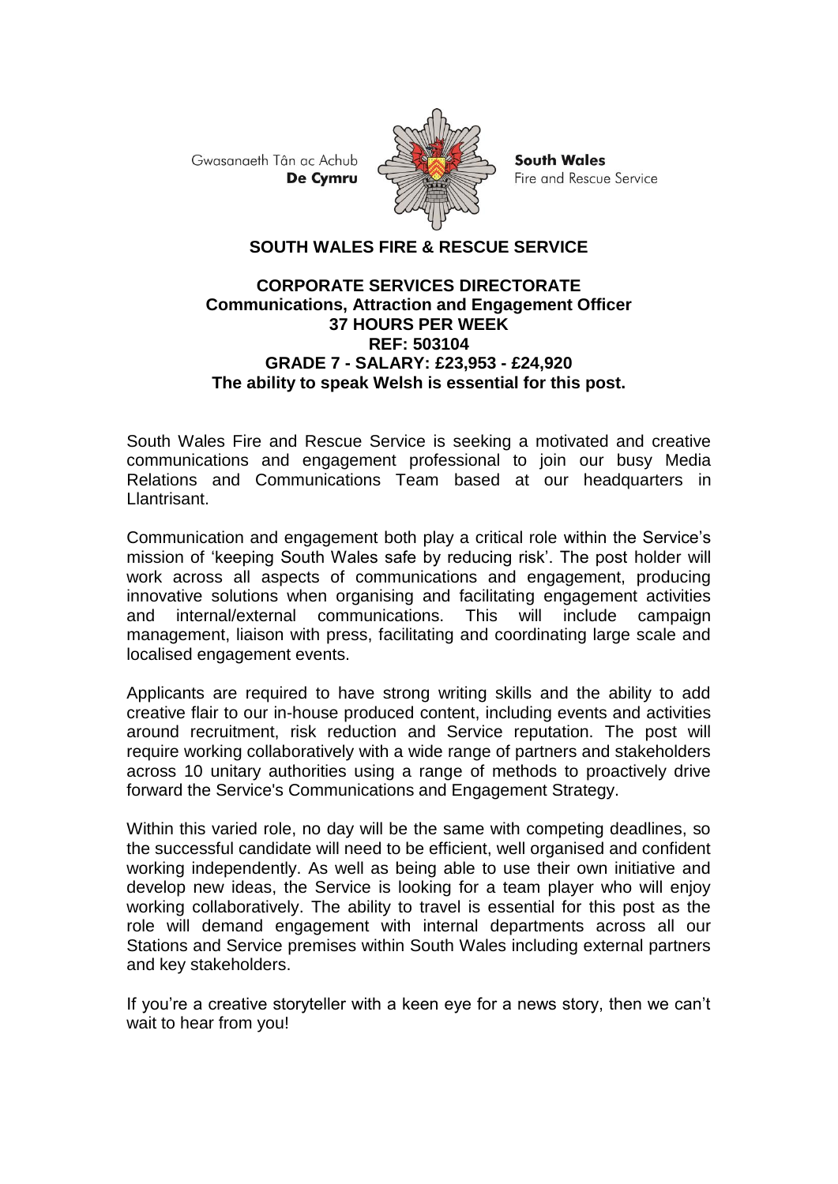Gwasanaeth Tân ac Achub **De Cymru**

**South Wales** Fire and Rescue Service

# SOUTH WALES FIRE & RESCUE SERVICE

## CORPORATE SERVICES DIRECTORATE

**Communications, Attraction and Engagement Officer**
**37 HOURS PER WEEK**
**REF: 503104**
**GRADE 7 - SALARY: £23,953 - £24,920**
**The ability to speak Welsh is essential for this post.**

South Wales Fire and Rescue Service is seeking a motivated and creative communications and engagement professional to join our busy Media Relations and Communications Team based at our headquarters in Llantrisant.

Communication and engagement both play a critical role within the Service's mission of 'keeping South Wales safe by reducing risk'. The post holder will work across all aspects of communications and engagement, producing innovative solutions when organising and facilitating engagement activities and internal/external communications. This will include campaign management, liaison with press, facilitating and coordinating large scale and localised engagement events.

Applicants are required to have strong writing skills and the ability to add creative flair to our in-house produced content, including events and activities around recruitment, risk reduction and Service reputation. The post will require working collaboratively with a wide range of partners and stakeholders across 10 unitary authorities using a range of methods to proactively drive forward the Service's Communications and Engagement Strategy.

Within this varied role, no day will be the same with competing deadlines, so the successful candidate will need to be efficient, well organised and confident working independently. As well as being able to use their own initiative and develop new ideas, the Service is looking for a team player who will enjoy working collaboratively. The ability to travel is essential for this post as the role will demand engagement with internal departments across all our Stations and Service premises within South Wales including external partners and key stakeholders.

If you're a creative storyteller with a keen eye for a news story, then we can't wait to hear from you!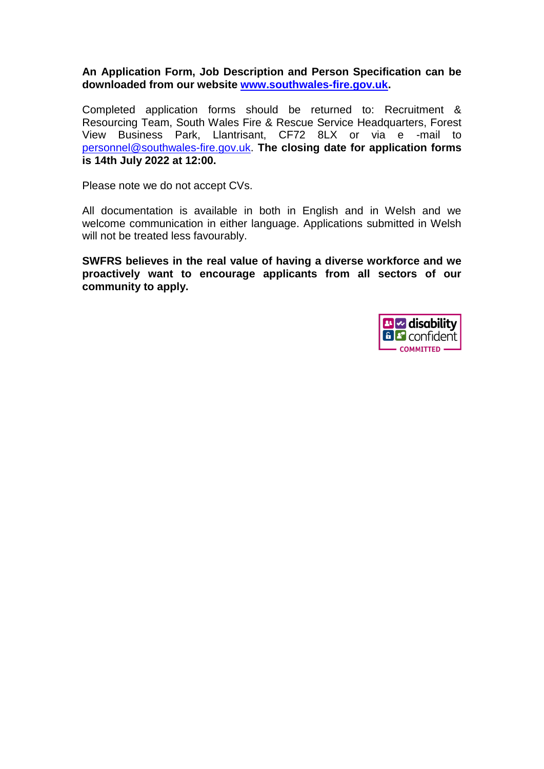**An Application Form, Job Description and Person Specification can be downloaded from our website [www.southwales-fire.gov.uk](http://www.southwales-fire.gov.uk).**

Completed application forms should be returned to: Recruitment & Resourcing Team, South Wales Fire & Rescue Service Headquarters, Forest View Business Park, Llantrisant, CF72 8LX or via e -mail to [personnel@southwales-fire.gov.uk](mailto:personnel@southwales-fire.gov.uk). **The closing date for application forms is 14th July 2022 at 12:00.**

Please note we do not accept CVs.

All documentation is available in both in English and in Welsh and we welcome communication in either language. Applications submitted in Welsh will not be treated less favourably.

**SWFRS believes in the real value of having a diverse workforce and we proactively want to encourage applicants from all sectors of our community to apply.**

disability confident COMMITTED